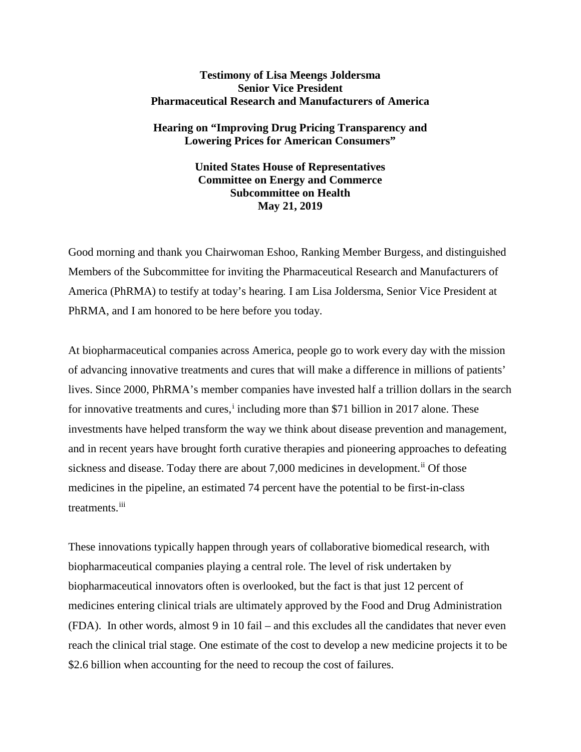**Testimony of Lisa Meengs Joldersma**
**Senior Vice President**
**Pharmaceutical Research and Manufacturers of America**

**Hearing on "Improving Drug Pricing Transparency and Lowering Prices for American Consumers"**

**United States House of Representatives**
**Committee on Energy and Commerce**
**Subcommittee on Health**
**May 21, 2019**

Good morning and thank you Chairwoman Eshoo, Ranking Member Burgess, and distinguished Members of the Subcommittee for inviting the Pharmaceutical Research and Manufacturers of America (PhRMA) to testify at today's hearing. I am Lisa Joldersma, Senior Vice President at PhRMA, and I am honored to be here before you today.

At biopharmaceutical companies across America, people go to work every day with the mission of advancing innovative treatments and cures that will make a difference in millions of patients' lives. Since 2000, PhRMA's member companies have invested half a trillion dollars in the search for innovative treatments and cures,[i] including more than $71 billion in 2017 alone. These investments have helped transform the way we think about disease prevention and management, and in recent years have brought forth curative therapies and pioneering approaches to defeating sickness and disease. Today there are about 7,000 medicines in development.[ii] Of those medicines in the pipeline, an estimated 74 percent have the potential to be first-in-class treatments.[iii]

These innovations typically happen through years of collaborative biomedical research, with biopharmaceutical companies playing a central role. The level of risk undertaken by biopharmaceutical innovators often is overlooked, but the fact is that just 12 percent of medicines entering clinical trials are ultimately approved by the Food and Drug Administration (FDA). In other words, almost 9 in 10 fail – and this excludes all the candidates that never even reach the clinical trial stage. One estimate of the cost to develop a new medicine projects it to be $2.6 billion when accounting for the need to recoup the cost of failures.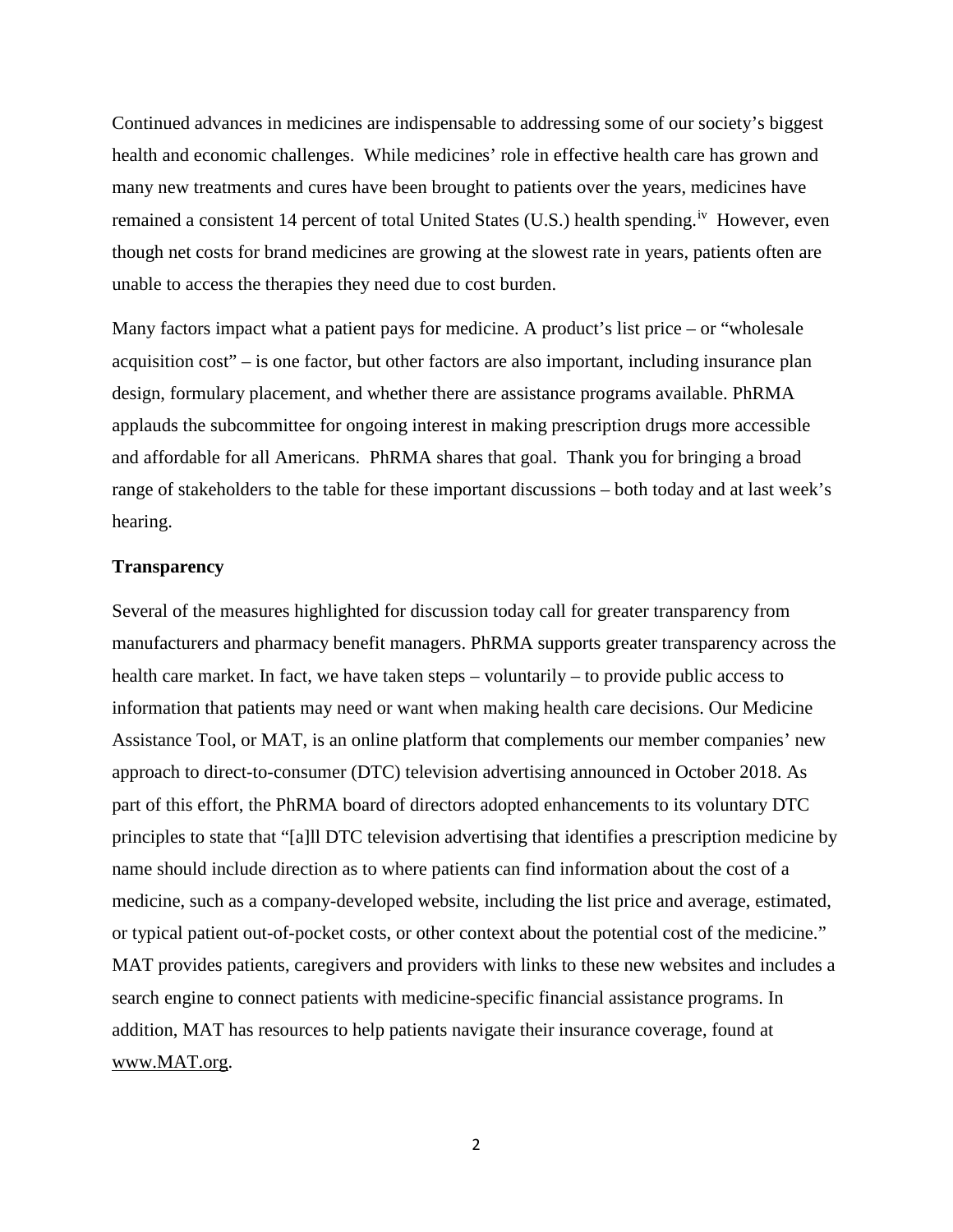Continued advances in medicines are indispensable to addressing some of our society's biggest health and economic challenges. While medicines' role in effective health care has grown and many new treatments and cures have been brought to patients over the years, medicines have remained a consistent 14 percent of total United States (U.S.) health spending.[iv] However, even though net costs for brand medicines are growing at the slowest rate in years, patients often are unable to access the therapies they need due to cost burden.

Many factors impact what a patient pays for medicine. A product's list price – or "wholesale acquisition cost" – is one factor, but other factors are also important, including insurance plan design, formulary placement, and whether there are assistance programs available. PhRMA applauds the subcommittee for ongoing interest in making prescription drugs more accessible and affordable for all Americans. PhRMA shares that goal. Thank you for bringing a broad range of stakeholders to the table for these important discussions – both today and at last week's hearing.

**Transparency**

Several of the measures highlighted for discussion today call for greater transparency from manufacturers and pharmacy benefit managers. PhRMA supports greater transparency across the health care market. In fact, we have taken steps – voluntarily – to provide public access to information that patients may need or want when making health care decisions. Our Medicine Assistance Tool, or MAT, is an online platform that complements our member companies' new approach to direct-to-consumer (DTC) television advertising announced in October 2018. As part of this effort, the PhRMA board of directors adopted enhancements to its voluntary DTC principles to state that "[a]ll DTC television advertising that identifies a prescription medicine by name should include direction as to where patients can find information about the cost of a medicine, such as a company-developed website, including the list price and average, estimated, or typical patient out-of-pocket costs, or other context about the potential cost of the medicine." MAT provides patients, caregivers and providers with links to these new websites and includes a search engine to connect patients with medicine-specific financial assistance programs. In addition, MAT has resources to help patients navigate their insurance coverage, found at www.MAT.org.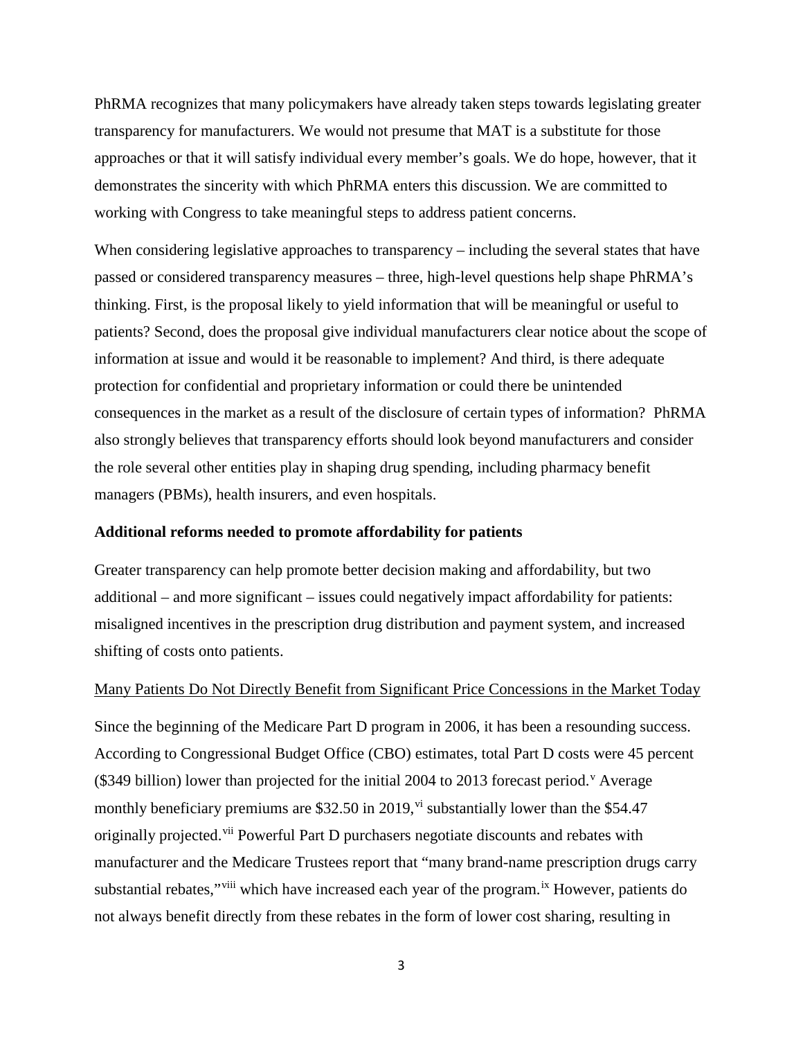PhRMA recognizes that many policymakers have already taken steps towards legislating greater transparency for manufacturers. We would not presume that MAT is a substitute for those approaches or that it will satisfy individual every member's goals. We do hope, however, that it demonstrates the sincerity with which PhRMA enters this discussion. We are committed to working with Congress to take meaningful steps to address patient concerns.

When considering legislative approaches to transparency – including the several states that have passed or considered transparency measures – three, high-level questions help shape PhRMA's thinking. First, is the proposal likely to yield information that will be meaningful or useful to patients? Second, does the proposal give individual manufacturers clear notice about the scope of information at issue and would it be reasonable to implement? And third, is there adequate protection for confidential and proprietary information or could there be unintended consequences in the market as a result of the disclosure of certain types of information? PhRMA also strongly believes that transparency efforts should look beyond manufacturers and consider the role several other entities play in shaping drug spending, including pharmacy benefit managers (PBMs), health insurers, and even hospitals.

**Additional reforms needed to promote affordability for patients**

Greater transparency can help promote better decision making and affordability, but two additional – and more significant – issues could negatively impact affordability for patients: misaligned incentives in the prescription drug distribution and payment system, and increased shifting of costs onto patients.

<u>Many Patients Do Not Directly Benefit from Significant Price Concessions in the Market Today</u>

Since the beginning of the Medicare Part D program in 2006, it has been a resounding success. According to Congressional Budget Office (CBO) estimates, total Part D costs were 45 percent ($349 billion) lower than projected for the initial 2004 to 2013 forecast period.[v] Average monthly beneficiary premiums are $32.50 in 2019,[vi] substantially lower than the $54.47 originally projected.[vii] Powerful Part D purchasers negotiate discounts and rebates with manufacturer and the Medicare Trustees report that "many brand-name prescription drugs carry substantial rebates,"[viii] which have increased each year of the program.[ix] However, patients do not always benefit directly from these rebates in the form of lower cost sharing, resulting in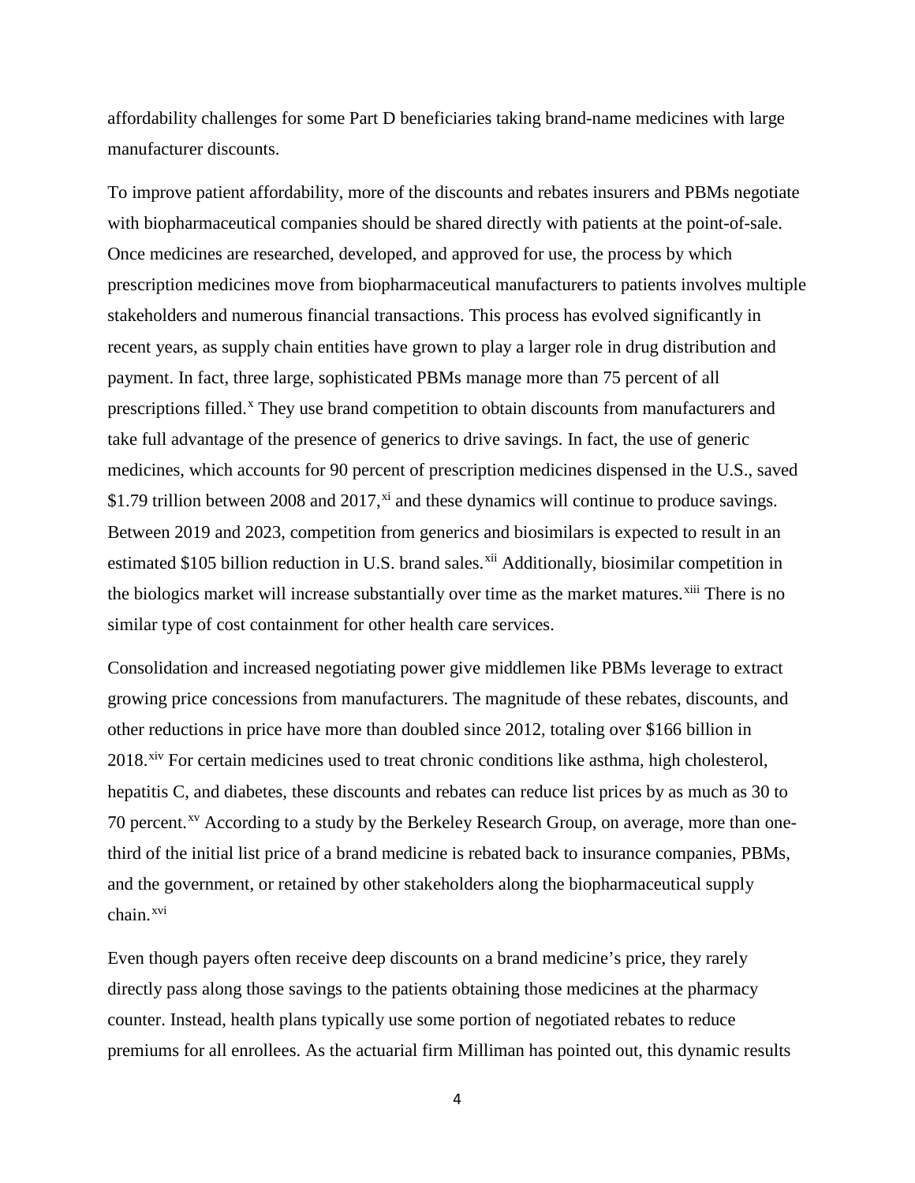affordability challenges for some Part D beneficiaries taking brand-name medicines with large manufacturer discounts.

To improve patient affordability, more of the discounts and rebates insurers and PBMs negotiate with biopharmaceutical companies should be shared directly with patients at the point-of-sale. Once medicines are researched, developed, and approved for use, the process by which prescription medicines move from biopharmaceutical manufacturers to patients involves multiple stakeholders and numerous financial transactions. This process has evolved significantly in recent years, as supply chain entities have grown to play a larger role in drug distribution and payment. In fact, three large, sophisticated PBMs manage more than 75 percent of all prescriptions filled.[x] They use brand competition to obtain discounts from manufacturers and take full advantage of the presence of generics to drive savings. In fact, the use of generic medicines, which accounts for 90 percent of prescription medicines dispensed in the U.S., saved $1.79 trillion between 2008 and 2017,[xi] and these dynamics will continue to produce savings. Between 2019 and 2023, competition from generics and biosimilars is expected to result in an estimated $105 billion reduction in U.S. brand sales.[xii] Additionally, biosimilar competition in the biologics market will increase substantially over time as the market matures.[xiii] There is no similar type of cost containment for other health care services.

Consolidation and increased negotiating power give middlemen like PBMs leverage to extract growing price concessions from manufacturers. The magnitude of these rebates, discounts, and other reductions in price have more than doubled since 2012, totaling over $166 billion in 2018.[xiv] For certain medicines used to treat chronic conditions like asthma, high cholesterol, hepatitis C, and diabetes, these discounts and rebates can reduce list prices by as much as 30 to 70 percent.[xv] According to a study by the Berkeley Research Group, on average, more than one-third of the initial list price of a brand medicine is rebated back to insurance companies, PBMs, and the government, or retained by other stakeholders along the biopharmaceutical supply chain.[xvi]

Even though payers often receive deep discounts on a brand medicine's price, they rarely directly pass along those savings to the patients obtaining those medicines at the pharmacy counter. Instead, health plans typically use some portion of negotiated rebates to reduce premiums for all enrollees. As the actuarial firm Milliman has pointed out, this dynamic results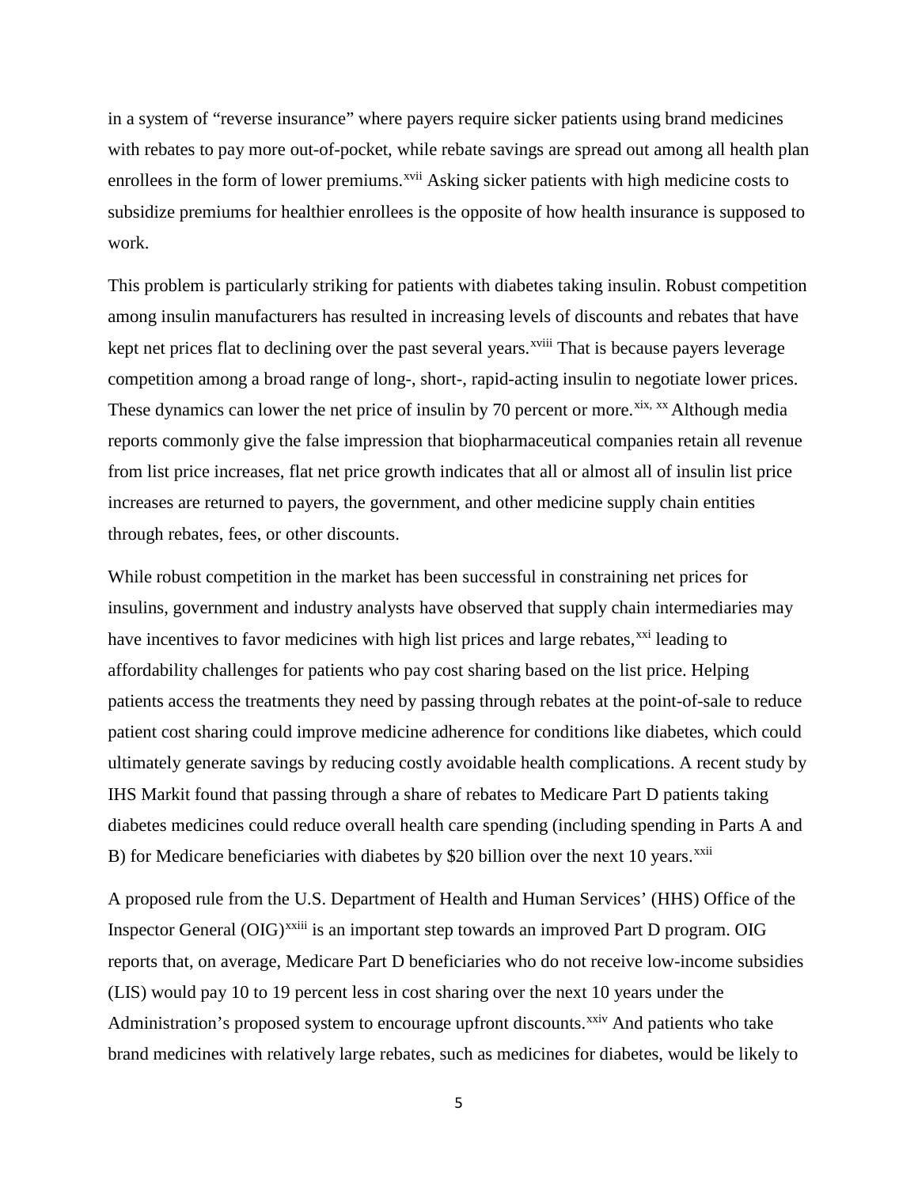in a system of "reverse insurance" where payers require sicker patients using brand medicines with rebates to pay more out-of-pocket, while rebate savings are spread out among all health plan enrollees in the form of lower premiums.[xvii] Asking sicker patients with high medicine costs to subsidize premiums for healthier enrollees is the opposite of how health insurance is supposed to work.

This problem is particularly striking for patients with diabetes taking insulin. Robust competition among insulin manufacturers has resulted in increasing levels of discounts and rebates that have kept net prices flat to declining over the past several years.[xviii] That is because payers leverage competition among a broad range of long-, short-, rapid-acting insulin to negotiate lower prices. These dynamics can lower the net price of insulin by 70 percent or more.[xix, xx] Although media reports commonly give the false impression that biopharmaceutical companies retain all revenue from list price increases, flat net price growth indicates that all or almost all of insulin list price increases are returned to payers, the government, and other medicine supply chain entities through rebates, fees, or other discounts.

While robust competition in the market has been successful in constraining net prices for insulins, government and industry analysts have observed that supply chain intermediaries may have incentives to favor medicines with high list prices and large rebates,[xxi] leading to affordability challenges for patients who pay cost sharing based on the list price. Helping patients access the treatments they need by passing through rebates at the point-of-sale to reduce patient cost sharing could improve medicine adherence for conditions like diabetes, which could ultimately generate savings by reducing costly avoidable health complications. A recent study by IHS Markit found that passing through a share of rebates to Medicare Part D patients taking diabetes medicines could reduce overall health care spending (including spending in Parts A and B) for Medicare beneficiaries with diabetes by $20 billion over the next 10 years.[xxii]

A proposed rule from the U.S. Department of Health and Human Services' (HHS) Office of the Inspector General (OIG)[xxiii] is an important step towards an improved Part D program. OIG reports that, on average, Medicare Part D beneficiaries who do not receive low-income subsidies (LIS) would pay 10 to 19 percent less in cost sharing over the next 10 years under the Administration's proposed system to encourage upfront discounts.[xxiv] And patients who take brand medicines with relatively large rebates, such as medicines for diabetes, would be likely to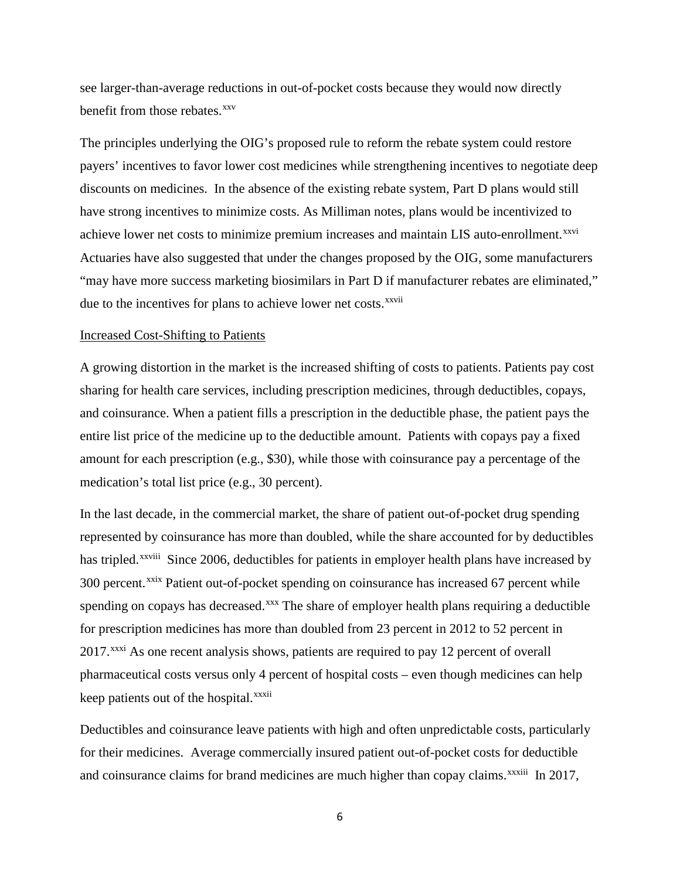see larger-than-average reductions in out-of-pocket costs because they would now directly benefit from those rebates.[xxv]

The principles underlying the OIG's proposed rule to reform the rebate system could restore payers' incentives to favor lower cost medicines while strengthening incentives to negotiate deep discounts on medicines. In the absence of the existing rebate system, Part D plans would still have strong incentives to minimize costs. As Milliman notes, plans would be incentivized to achieve lower net costs to minimize premium increases and maintain LIS auto-enrollment.[xxvi] Actuaries have also suggested that under the changes proposed by the OIG, some manufacturers "may have more success marketing biosimilars in Part D if manufacturer rebates are eliminated," due to the incentives for plans to achieve lower net costs.[xxvii]

Increased Cost-Shifting to Patients

A growing distortion in the market is the increased shifting of costs to patients. Patients pay cost sharing for health care services, including prescription medicines, through deductibles, copays, and coinsurance. When a patient fills a prescription in the deductible phase, the patient pays the entire list price of the medicine up to the deductible amount. Patients with copays pay a fixed amount for each prescription (e.g., $30), while those with coinsurance pay a percentage of the medication's total list price (e.g., 30 percent).

In the last decade, in the commercial market, the share of patient out-of-pocket drug spending represented by coinsurance has more than doubled, while the share accounted for by deductibles has tripled.[xxviii] Since 2006, deductibles for patients in employer health plans have increased by 300 percent.[xxix] Patient out-of-pocket spending on coinsurance has increased 67 percent while spending on copays has decreased.[xxx] The share of employer health plans requiring a deductible for prescription medicines has more than doubled from 23 percent in 2012 to 52 percent in 2017.[xxxi] As one recent analysis shows, patients are required to pay 12 percent of overall pharmaceutical costs versus only 4 percent of hospital costs – even though medicines can help keep patients out of the hospital.[xxxii]

Deductibles and coinsurance leave patients with high and often unpredictable costs, particularly for their medicines. Average commercially insured patient out-of-pocket costs for deductible and coinsurance claims for brand medicines are much higher than copay claims.[xxxiii] In 2017,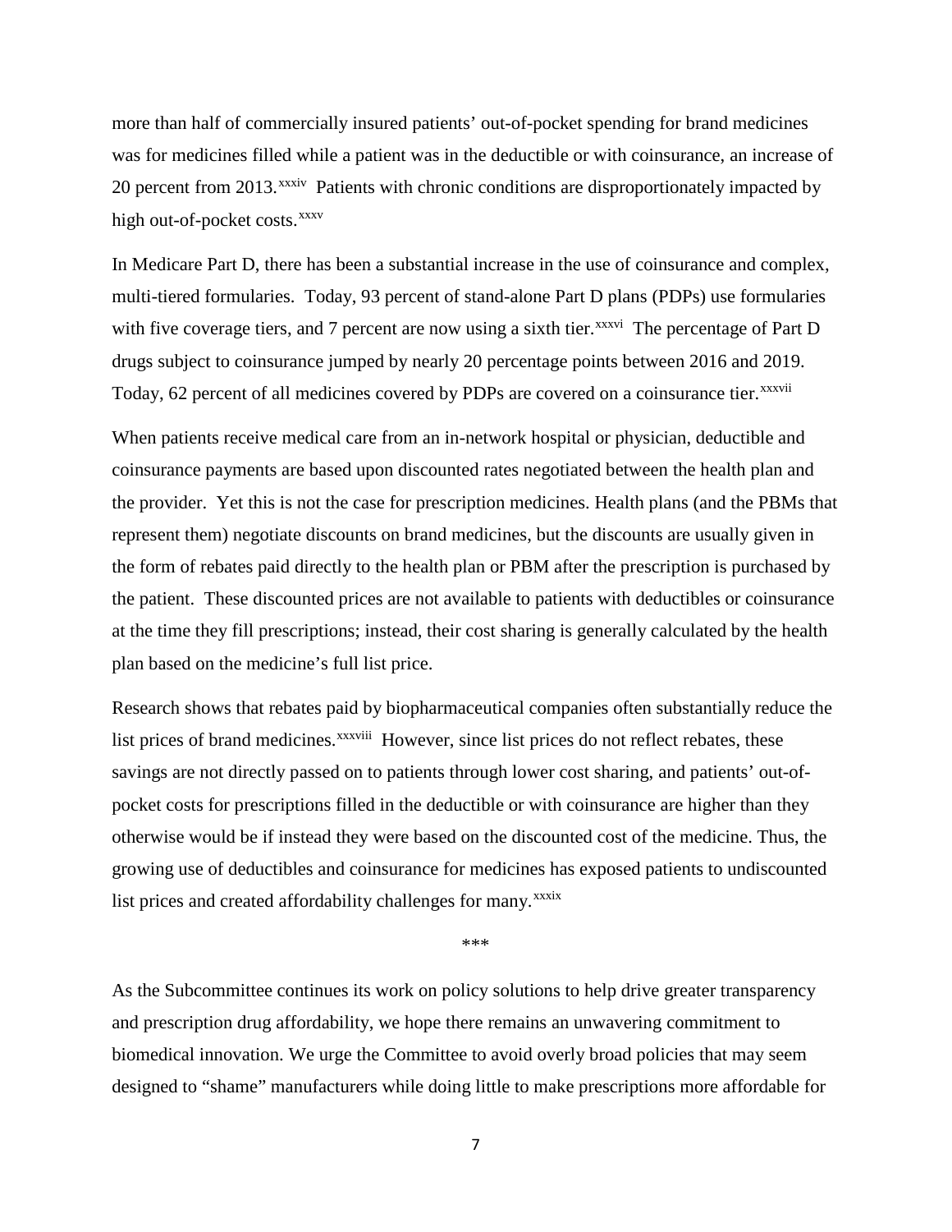more than half of commercially insured patients' out-of-pocket spending for brand medicines was for medicines filled while a patient was in the deductible or with coinsurance, an increase of 20 percent from 2013.[xxxiv] Patients with chronic conditions are disproportionately impacted by high out-of-pocket costs.[xxxv]

In Medicare Part D, there has been a substantial increase in the use of coinsurance and complex, multi-tiered formularies. Today, 93 percent of stand-alone Part D plans (PDPs) use formularies with five coverage tiers, and 7 percent are now using a sixth tier.[xxxvi] The percentage of Part D drugs subject to coinsurance jumped by nearly 20 percentage points between 2016 and 2019. Today, 62 percent of all medicines covered by PDPs are covered on a coinsurance tier.[xxxvii]

When patients receive medical care from an in-network hospital or physician, deductible and coinsurance payments are based upon discounted rates negotiated between the health plan and the provider. Yet this is not the case for prescription medicines. Health plans (and the PBMs that represent them) negotiate discounts on brand medicines, but the discounts are usually given in the form of rebates paid directly to the health plan or PBM after the prescription is purchased by the patient. These discounted prices are not available to patients with deductibles or coinsurance at the time they fill prescriptions; instead, their cost sharing is generally calculated by the health plan based on the medicine's full list price.

Research shows that rebates paid by biopharmaceutical companies often substantially reduce the list prices of brand medicines.[xxxviii] However, since list prices do not reflect rebates, these savings are not directly passed on to patients through lower cost sharing, and patients' out-of-pocket costs for prescriptions filled in the deductible or with coinsurance are higher than they otherwise would be if instead they were based on the discounted cost of the medicine. Thus, the growing use of deductibles and coinsurance for medicines has exposed patients to undiscounted list prices and created affordability challenges for many.[xxxix]

***

As the Subcommittee continues its work on policy solutions to help drive greater transparency and prescription drug affordability, we hope there remains an unwavering commitment to biomedical innovation. We urge the Committee to avoid overly broad policies that may seem designed to "shame" manufacturers while doing little to make prescriptions more affordable for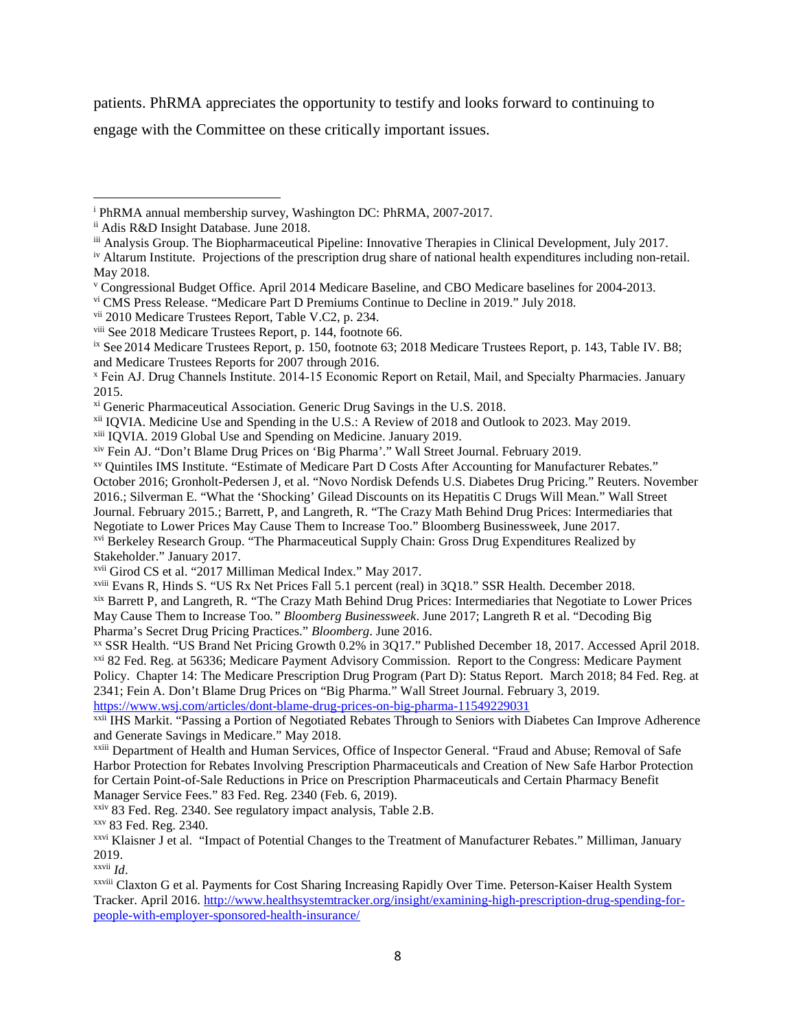patients. PhRMA appreciates the opportunity to testify and looks forward to continuing to engage with the Committee on these critically important issues.

---

[i] PhRMA annual membership survey, Washington DC: PhRMA, 2007-2017.

[ii] Adis R&D Insight Database. June 2018.

[iii] Analysis Group. The Biopharmaceutical Pipeline: Innovative Therapies in Clinical Development, July 2017.

[iv] Altarum Institute. Projections of the prescription drug share of national health expenditures including non-retail. May 2018.

[v] Congressional Budget Office. April 2014 Medicare Baseline, and CBO Medicare baselines for 2004-2013.

[vi] CMS Press Release. "Medicare Part D Premiums Continue to Decline in 2019." July 2018.

[vii] 2010 Medicare Trustees Report, Table V.C2, p. 234.

[viii] See 2018 Medicare Trustees Report, p. 144, footnote 66.

[ix] See 2014 Medicare Trustees Report, p. 150, footnote 63; 2018 Medicare Trustees Report, p. 143, Table IV. B8; and Medicare Trustees Reports for 2007 through 2016.

[x] Fein AJ. Drug Channels Institute. 2014-15 Economic Report on Retail, Mail, and Specialty Pharmacies. January 2015.

[xi] Generic Pharmaceutical Association. Generic Drug Savings in the U.S. 2018.

[xii] IQVIA. Medicine Use and Spending in the U.S.: A Review of 2018 and Outlook to 2023. May 2019.

[xiii] IQVIA. 2019 Global Use and Spending on Medicine. January 2019.

[xiv] Fein AJ. "Don't Blame Drug Prices on 'Big Pharma'." Wall Street Journal. February 2019.

[xv] Quintiles IMS Institute. "Estimate of Medicare Part D Costs After Accounting for Manufacturer Rebates." October 2016; Gronholt-Pedersen J, et al. "Novo Nordisk Defends U.S. Diabetes Drug Pricing." Reuters. November 2016.; Silverman E. "What the 'Shocking' Gilead Discounts on its Hepatitis C Drugs Will Mean." Wall Street Journal. February 2015.; Barrett, P, and Langreth, R. "The Crazy Math Behind Drug Prices: Intermediaries that Negotiate to Lower Prices May Cause Them to Increase Too." Bloomberg Businessweek, June 2017.

[xvi] Berkeley Research Group. "The Pharmaceutical Supply Chain: Gross Drug Expenditures Realized by Stakeholder." January 2017.

[xvii] Girod CS et al. "2017 Milliman Medical Index." May 2017.

[xviii] Evans R, Hinds S. "US Rx Net Prices Fall 5.1 percent (real) in 3Q18." SSR Health. December 2018.

[xix] Barrett P, and Langreth, R. "The Crazy Math Behind Drug Prices: Intermediaries that Negotiate to Lower Prices May Cause Them to Increase Too." *Bloomberg Businessweek*. June 2017; Langreth R et al. "Decoding Big Pharma's Secret Drug Pricing Practices." *Bloomberg*. June 2016.

[xx] SSR Health. "US Brand Net Pricing Growth 0.2% in 3Q17." Published December 18, 2017. Accessed April 2018.

[xxi] 82 Fed. Reg. at 56336; Medicare Payment Advisory Commission. Report to the Congress: Medicare Payment Policy. Chapter 14: The Medicare Prescription Drug Program (Part D): Status Report. March 2018; 84 Fed. Reg. at 2341; Fein A. Don't Blame Drug Prices on "Big Pharma." Wall Street Journal. February 3, 2019. https://www.wsj.com/articles/dont-blame-drug-prices-on-big-pharma-11549229031

[xxii] IHS Markit. "Passing a Portion of Negotiated Rebates Through to Seniors with Diabetes Can Improve Adherence and Generate Savings in Medicare." May 2018.

[xxiii] Department of Health and Human Services, Office of Inspector General. "Fraud and Abuse; Removal of Safe Harbor Protection for Rebates Involving Prescription Pharmaceuticals and Creation of New Safe Harbor Protection for Certain Point-of-Sale Reductions in Price on Prescription Pharmaceuticals and Certain Pharmacy Benefit Manager Service Fees." 83 Fed. Reg. 2340 (Feb. 6, 2019).

[xxiv] 83 Fed. Reg. 2340. See regulatory impact analysis, Table 2.B.

[xxv] 83 Fed. Reg. 2340.

[xxvi] Klaisner J et al. "Impact of Potential Changes to the Treatment of Manufacturer Rebates." Milliman, January 2019.

[xxvii] *Id*.

[xxviii] Claxton G et al. Payments for Cost Sharing Increasing Rapidly Over Time. Peterson-Kaiser Health System Tracker. April 2016. http://www.healthsystemtracker.org/insight/examining-high-prescription-drug-spending-for-people-with-employer-sponsored-health-insurance/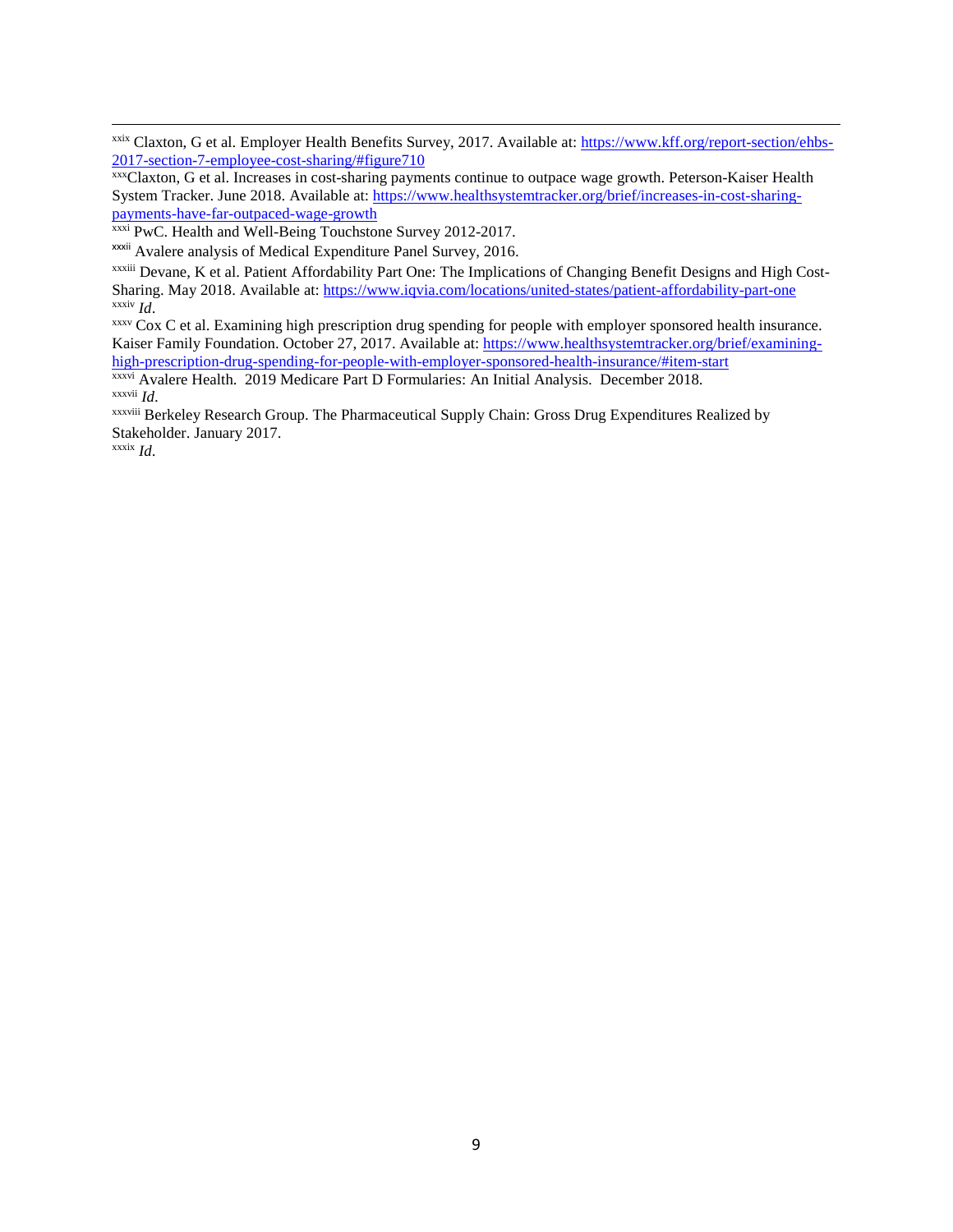[xxix] Claxton, G et al. Employer Health Benefits Survey, 2017. Available at: https://www.kff.org/report-section/ehbs-2017-section-7-employee-cost-sharing/#figure710

[xxx] Claxton, G et al. Increases in cost-sharing payments continue to outpace wage growth. Peterson-Kaiser Health System Tracker. June 2018. Available at: https://www.healthsystemtracker.org/brief/increases-in-cost-sharing-payments-have-far-outpaced-wage-growth

[xxxi] PwC. Health and Well-Being Touchstone Survey 2012-2017.

[xxxii] Avalere analysis of Medical Expenditure Panel Survey, 2016.

[xxxiii] Devane, K et al. Patient Affordability Part One: The Implications of Changing Benefit Designs and High Cost-Sharing. May 2018. Available at: https://www.iqvia.com/locations/united-states/patient-affordability-part-one

[xxxiv] *Id*.

[xxxv] Cox C et al. Examining high prescription drug spending for people with employer sponsored health insurance. Kaiser Family Foundation. October 27, 2017. Available at: https://www.healthsystemtracker.org/brief/examining-high-prescription-drug-spending-for-people-with-employer-sponsored-health-insurance/#item-start

[xxxvi] Avalere Health. 2019 Medicare Part D Formularies: An Initial Analysis. December 2018.

[xxxvii] *Id*.

[xxxviii] Berkeley Research Group. The Pharmaceutical Supply Chain: Gross Drug Expenditures Realized by Stakeholder. January 2017.

[xxxix] *Id*.